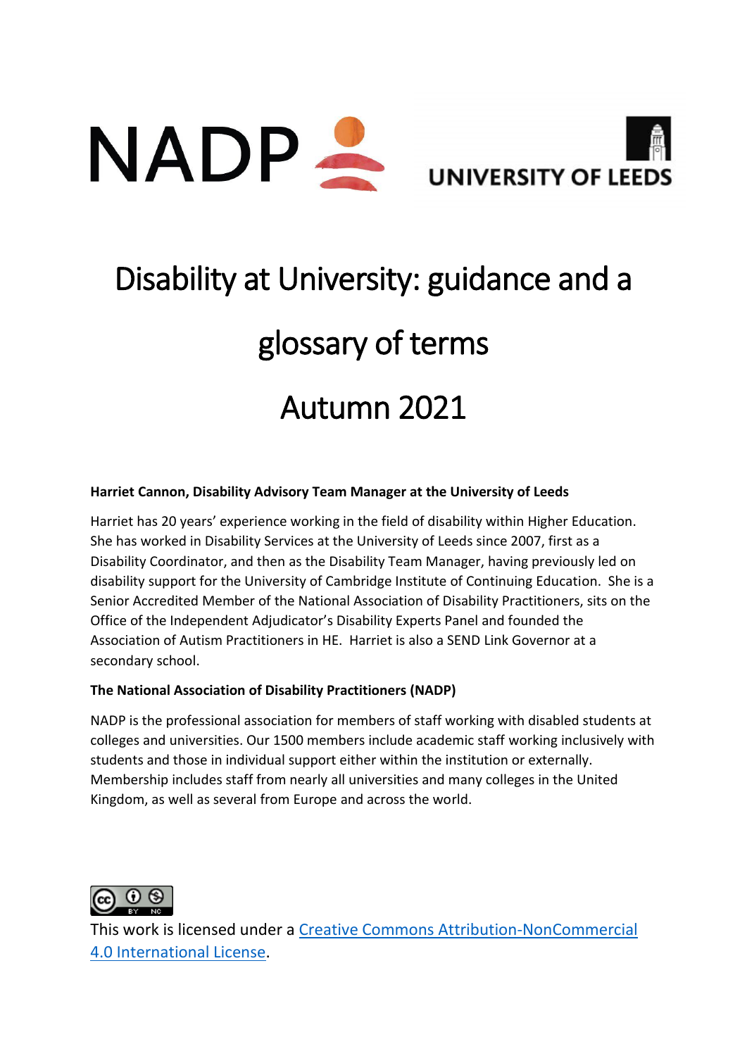NADP UNIVERSITY OF LEEDS

# Disability at University: guidance and a glossary of terms

# Autumn 2021

**Harriet Cannon, Disability Advisory Team Manager at the University of Leeds**

Harriet has 20 years' experience working in the field of disability within Higher Education. She has worked in Disability Services at the University of Leeds since 2007, first as a Disability Coordinator, and then as the Disability Team Manager, having previously led on disability support for the University of Cambridge Institute of Continuing Education. She is a Senior Accredited Member of the National Association of Disability Practitioners, sits on the Office of the Independent Adjudicator's Disability Experts Panel and founded the Association of Autism Practitioners in HE. Harriet is also a SEND Link Governor at a secondary school.

**The National Association of Disability Practitioners (NADP)**

NADP is the professional association for members of staff working with disabled students at colleges and universities. Our 1500 members include academic staff working inclusively with students and those in individual support either within the institution or externally. Membership includes staff from nearly all universities and many colleges in the United Kingdom, as well as several from Europe and across the world.

This work is licensed under a [Creative Commons Attribution-NonCommercial 4.0 International License](https://creativecommons.org/licenses/by-nc/4.0/).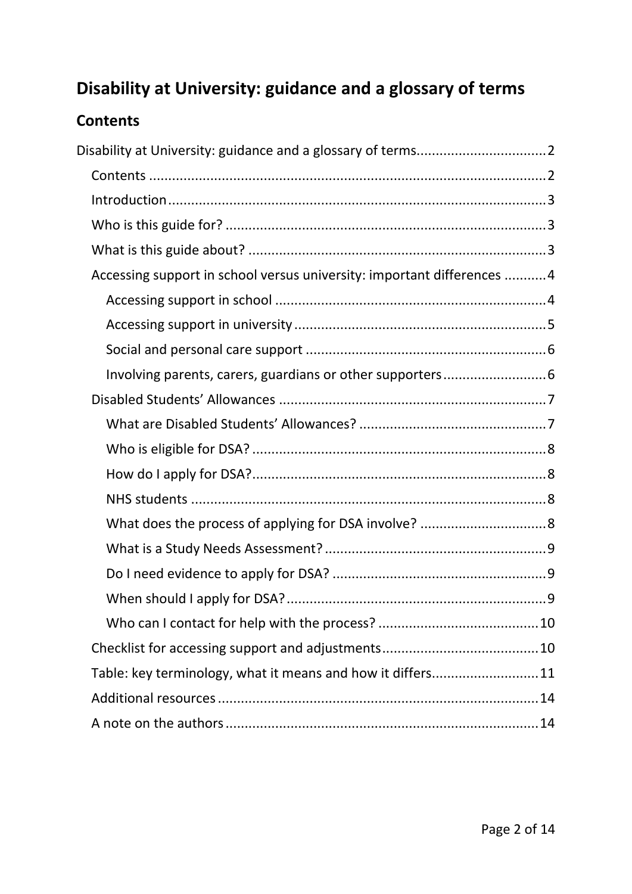# Disability at University: guidance and a glossary of terms

## Contents

- Disability at University: guidance and a glossary of terms .................................2
  - Contents .....................................................................................................2
  - Introduction ................................................................................................3
  - Who is this guide for? ..................................................................................3
  - What is this guide about? ............................................................................3
  - Accessing support in school versus university: important differences ...........4
    - Accessing support in school .....................................................................4
    - Accessing support in university ................................................................5
    - Social and personal care support ..............................................................6
    - Involving parents, carers, guardians or other supporters ..........................6
  - Disabled Students' Allowances .....................................................................7
    - What are Disabled Students' Allowances? ................................................7
    - Who is eligible for DSA? ...........................................................................8
    - How do I apply for DSA? ...........................................................................8
    - NHS students ...........................................................................................8
    - What does the process of applying for DSA involve? ................................8
    - What is a Study Needs Assessment? .........................................................9
    - Do I need evidence to apply for DSA? .......................................................9
    - When should I apply for DSA? ..................................................................9
    - Who can I contact for help with the process? ..........................................10
  - Checklist for accessing support and adjustments .........................................10
  - Table: key terminology, what it means and how it differs ...........................11
  - Additional resources ...................................................................................14
  - A note on the authors .................................................................................14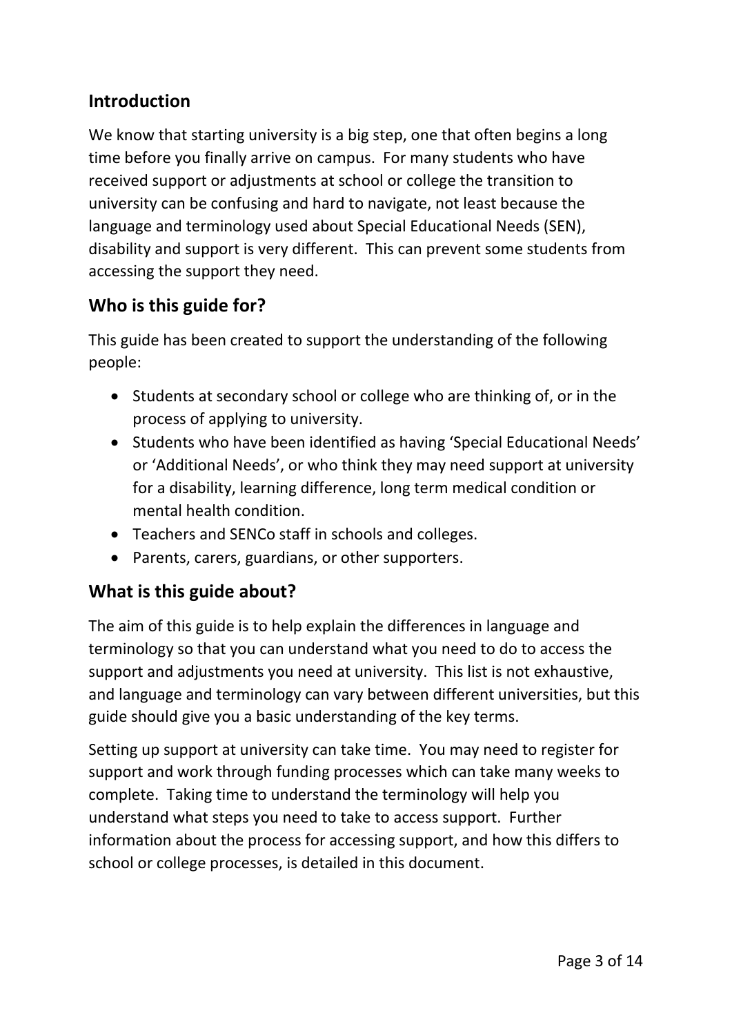## Introduction

We know that starting university is a big step, one that often begins a long time before you finally arrive on campus. For many students who have received support or adjustments at school or college the transition to university can be confusing and hard to navigate, not least because the language and terminology used about Special Educational Needs (SEN), disability and support is very different. This can prevent some students from accessing the support they need.

## Who is this guide for?

This guide has been created to support the understanding of the following people:

- Students at secondary school or college who are thinking of, or in the process of applying to university.
- Students who have been identified as having 'Special Educational Needs' or 'Additional Needs', or who think they may need support at university for a disability, learning difference, long term medical condition or mental health condition.
- Teachers and SENCo staff in schools and colleges.
- Parents, carers, guardians, or other supporters.

## What is this guide about?

The aim of this guide is to help explain the differences in language and terminology so that you can understand what you need to do to access the support and adjustments you need at university. This list is not exhaustive, and language and terminology can vary between different universities, but this guide should give you a basic understanding of the key terms.

Setting up support at university can take time. You may need to register for support and work through funding processes which can take many weeks to complete. Taking time to understand the terminology will help you understand what steps you need to take to access support. Further information about the process for accessing support, and how this differs to school or college processes, is detailed in this document.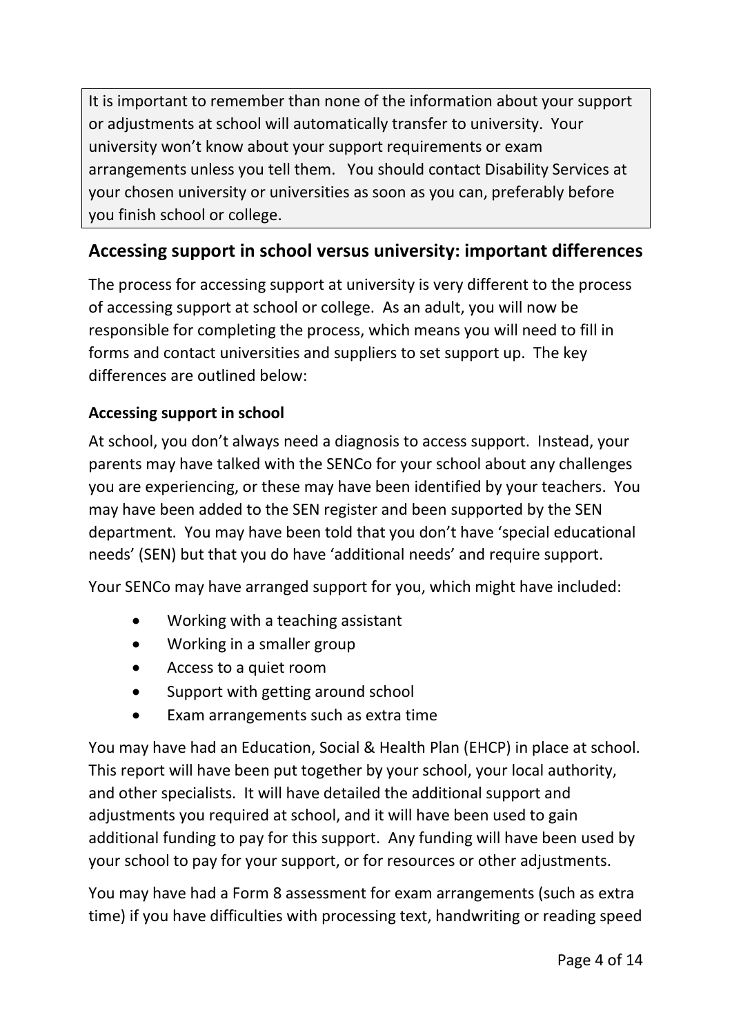> It is important to remember than none of the information about your support or adjustments at school will automatically transfer to university. Your university won't know about your support requirements or exam arrangements unless you tell them. You should contact Disability Services at your chosen university or universities as soon as you can, preferably before you finish school or college.

## Accessing support in school versus university: important differences

The process for accessing support at university is very different to the process of accessing support at school or college. As an adult, you will now be responsible for completing the process, which means you will need to fill in forms and contact universities and suppliers to set support up. The key differences are outlined below:

### Accessing support in school

At school, you don't always need a diagnosis to access support. Instead, your parents may have talked with the SENCo for your school about any challenges you are experiencing, or these may have been identified by your teachers. You may have been added to the SEN register and been supported by the SEN department. You may have been told that you don't have 'special educational needs' (SEN) but that you do have 'additional needs' and require support.

Your SENCo may have arranged support for you, which might have included:

- Working with a teaching assistant
- Working in a smaller group
- Access to a quiet room
- Support with getting around school
- Exam arrangements such as extra time

You may have had an Education, Social & Health Plan (EHCP) in place at school. This report will have been put together by your school, your local authority, and other specialists. It will have detailed the additional support and adjustments you required at school, and it will have been used to gain additional funding to pay for this support. Any funding will have been used by your school to pay for your support, or for resources or other adjustments.

You may have had a Form 8 assessment for exam arrangements (such as extra time) if you have difficulties with processing text, handwriting or reading speed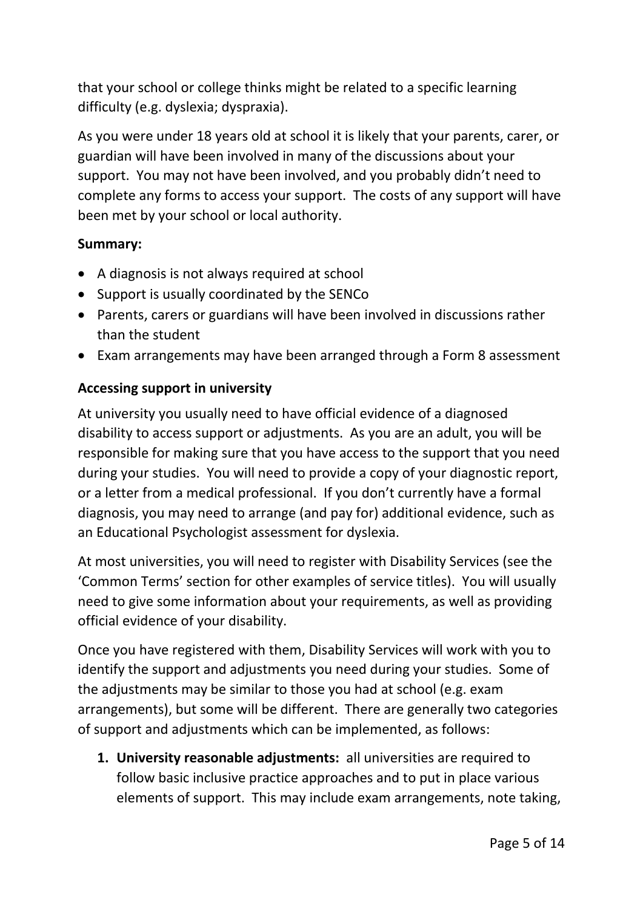that your school or college thinks might be related to a specific learning difficulty (e.g. dyslexia; dyspraxia).

As you were under 18 years old at school it is likely that your parents, carer, or guardian will have been involved in many of the discussions about your support. You may not have been involved, and you probably didn't need to complete any forms to access your support. The costs of any support will have been met by your school or local authority.

**Summary:**

- A diagnosis is not always required at school
- Support is usually coordinated by the SENCo
- Parents, carers or guardians will have been involved in discussions rather than the student
- Exam arrangements may have been arranged through a Form 8 assessment

**Accessing support in university**

At university you usually need to have official evidence of a diagnosed disability to access support or adjustments. As you are an adult, you will be responsible for making sure that you have access to the support that you need during your studies. You will need to provide a copy of your diagnostic report, or a letter from a medical professional. If you don't currently have a formal diagnosis, you may need to arrange (and pay for) additional evidence, such as an Educational Psychologist assessment for dyslexia.

At most universities, you will need to register with Disability Services (see the 'Common Terms' section for other examples of service titles). You will usually need to give some information about your requirements, as well as providing official evidence of your disability.

Once you have registered with them, Disability Services will work with you to identify the support and adjustments you need during your studies. Some of the adjustments may be similar to those you had at school (e.g. exam arrangements), but some will be different. There are generally two categories of support and adjustments which can be implemented, as follows:

1. **University reasonable adjustments:** all universities are required to follow basic inclusive practice approaches and to put in place various elements of support. This may include exam arrangements, note taking,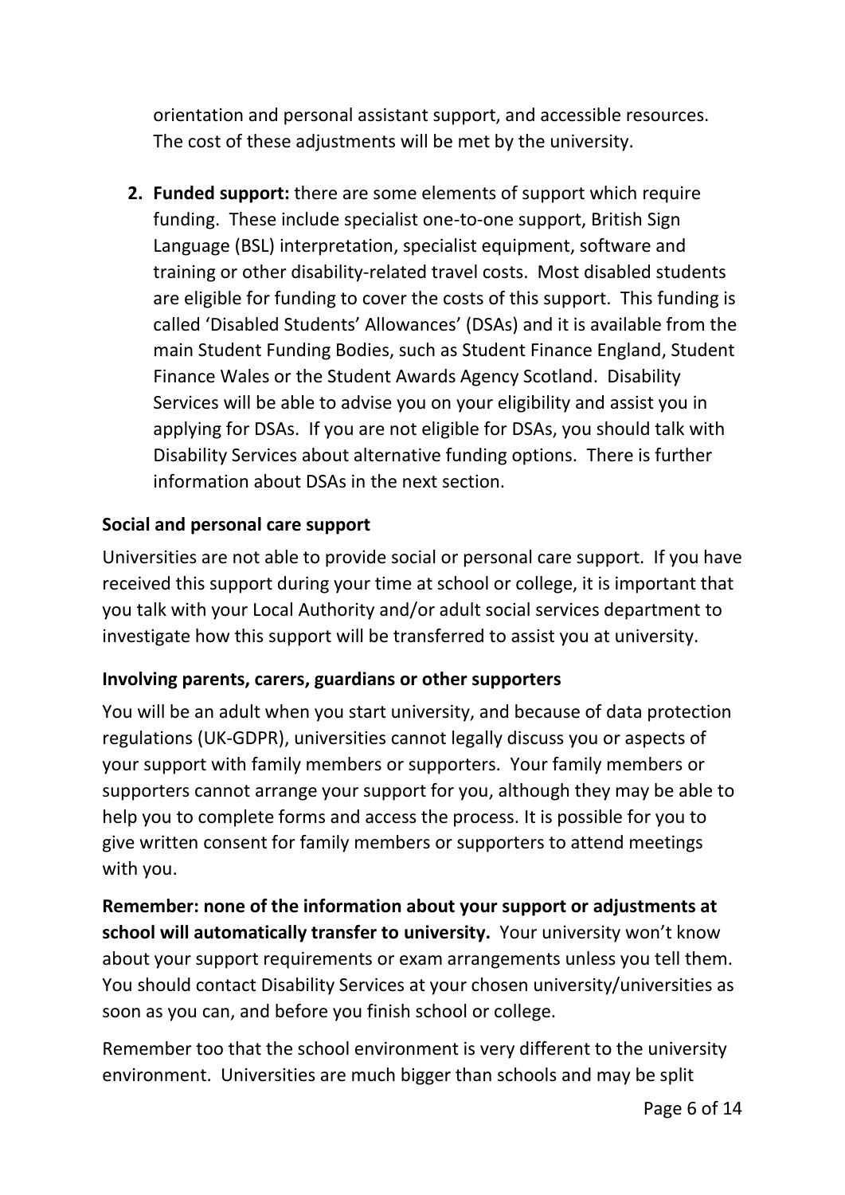orientation and personal assistant support, and accessible resources. The cost of these adjustments will be met by the university.

2. **Funded support:** there are some elements of support which require funding. These include specialist one-to-one support, British Sign Language (BSL) interpretation, specialist equipment, software and training or other disability-related travel costs. Most disabled students are eligible for funding to cover the costs of this support. This funding is called 'Disabled Students' Allowances' (DSAs) and it is available from the main Student Funding Bodies, such as Student Finance England, Student Finance Wales or the Student Awards Agency Scotland. Disability Services will be able to advise you on your eligibility and assist you in applying for DSAs. If you are not eligible for DSAs, you should talk with Disability Services about alternative funding options. There is further information about DSAs in the next section.

**Social and personal care support**

Universities are not able to provide social or personal care support. If you have received this support during your time at school or college, it is important that you talk with your Local Authority and/or adult social services department to investigate how this support will be transferred to assist you at university.

**Involving parents, carers, guardians or other supporters**

You will be an adult when you start university, and because of data protection regulations (UK-GDPR), universities cannot legally discuss you or aspects of your support with family members or supporters. Your family members or supporters cannot arrange your support for you, although they may be able to help you to complete forms and access the process. It is possible for you to give written consent for family members or supporters to attend meetings with you.

**Remember: none of the information about your support or adjustments at school will automatically transfer to university.** Your university won't know about your support requirements or exam arrangements unless you tell them. You should contact Disability Services at your chosen university/universities as soon as you can, and before you finish school or college.

Remember too that the school environment is very different to the university environment. Universities are much bigger than schools and may be split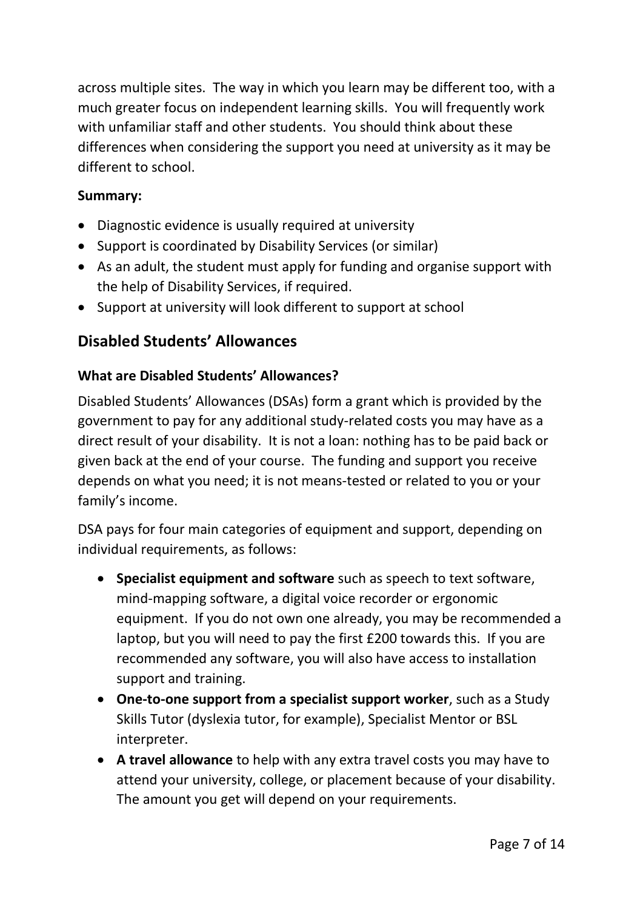across multiple sites. The way in which you learn may be different too, with a much greater focus on independent learning skills. You will frequently work with unfamiliar staff and other students. You should think about these differences when considering the support you need at university as it may be different to school.

**Summary:**

- Diagnostic evidence is usually required at university
- Support is coordinated by Disability Services (or similar)
- As an adult, the student must apply for funding and organise support with the help of Disability Services, if required.
- Support at university will look different to support at school

## Disabled Students' Allowances

### What are Disabled Students' Allowances?

Disabled Students' Allowances (DSAs) form a grant which is provided by the government to pay for any additional study-related costs you may have as a direct result of your disability. It is not a loan: nothing has to be paid back or given back at the end of your course. The funding and support you receive depends on what you need; it is not means-tested or related to you or your family's income.

DSA pays for four main categories of equipment and support, depending on individual requirements, as follows:

- **Specialist equipment and software** such as speech to text software, mind-mapping software, a digital voice recorder or ergonomic equipment. If you do not own one already, you may be recommended a laptop, but you will need to pay the first £200 towards this. If you are recommended any software, you will also have access to installation support and training.
- **One-to-one support from a specialist support worker**, such as a Study Skills Tutor (dyslexia tutor, for example), Specialist Mentor or BSL interpreter.
- **A travel allowance** to help with any extra travel costs you may have to attend your university, college, or placement because of your disability. The amount you get will depend on your requirements.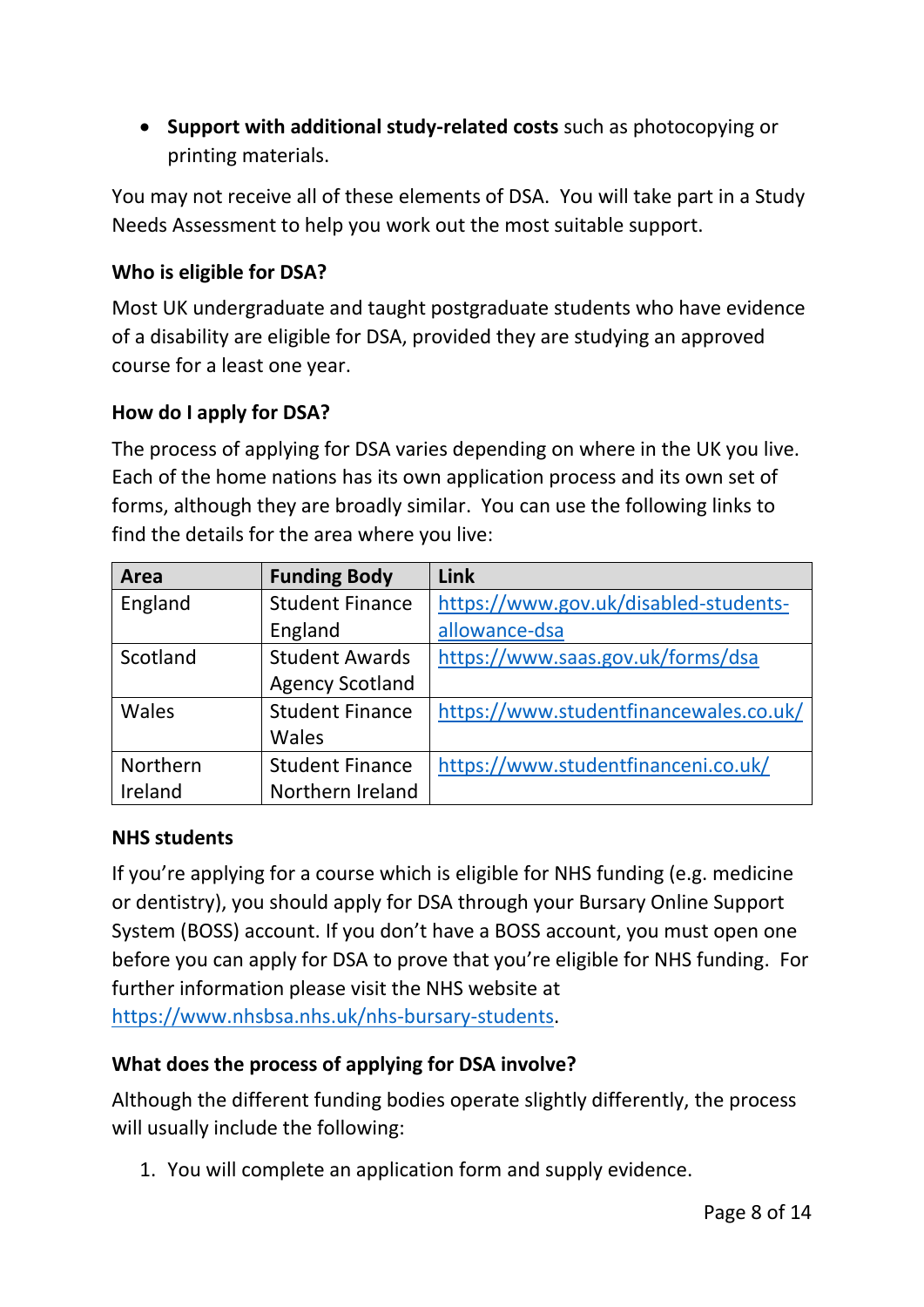- **Support with additional study-related costs** such as photocopying or printing materials.

You may not receive all of these elements of DSA. You will take part in a Study Needs Assessment to help you work out the most suitable support.

### Who is eligible for DSA?

Most UK undergraduate and taught postgraduate students who have evidence of a disability are eligible for DSA, provided they are studying an approved course for a least one year.

### How do I apply for DSA?

The process of applying for DSA varies depending on where in the UK you live. Each of the home nations has its own application process and its own set of forms, although they are broadly similar. You can use the following links to find the details for the area where you live:

| Area | Funding Body | Link |
|---|---|---|
| England | Student Finance England | https://www.gov.uk/disabled-students-allowance-dsa |
| Scotland | Student Awards Agency Scotland | https://www.saas.gov.uk/forms/dsa |
| Wales | Student Finance Wales | https://www.studentfinancewales.co.uk/ |
| Northern Ireland | Student Finance Northern Ireland | https://www.studentfinanceni.co.uk/ |

### NHS students

If you're applying for a course which is eligible for NHS funding (e.g. medicine or dentistry), you should apply for DSA through your Bursary Online Support System (BOSS) account. If you don't have a BOSS account, you must open one before you can apply for DSA to prove that you're eligible for NHS funding. For further information please visit the NHS website at https://www.nhsbsa.nhs.uk/nhs-bursary-students.

### What does the process of applying for DSA involve?

Although the different funding bodies operate slightly differently, the process will usually include the following:

1. You will complete an application form and supply evidence.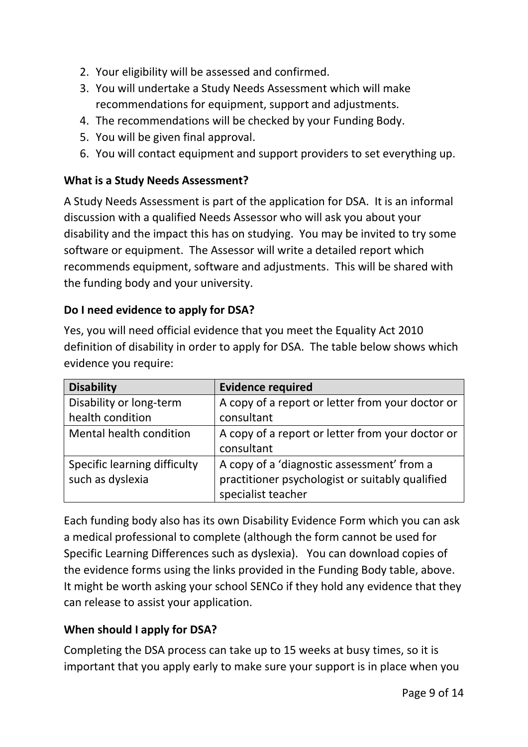2. Your eligibility will be assessed and confirmed.
3. You will undertake a Study Needs Assessment which will make recommendations for equipment, support and adjustments.
4. The recommendations will be checked by your Funding Body.
5. You will be given final approval.
6. You will contact equipment and support providers to set everything up.

**What is a Study Needs Assessment?**

A Study Needs Assessment is part of the application for DSA. It is an informal discussion with a qualified Needs Assessor who will ask you about your disability and the impact this has on studying. You may be invited to try some software or equipment. The Assessor will write a detailed report which recommends equipment, software and adjustments. This will be shared with the funding body and your university.

**Do I need evidence to apply for DSA?**

Yes, you will need official evidence that you meet the Equality Act 2010 definition of disability in order to apply for DSA. The table below shows which evidence you require:

| Disability | Evidence required |
|---|---|
| Disability or long-term health condition | A copy of a report or letter from your doctor or consultant |
| Mental health condition | A copy of a report or letter from your doctor or consultant |
| Specific learning difficulty such as dyslexia | A copy of a 'diagnostic assessment' from a practitioner psychologist or suitably qualified specialist teacher |

Each funding body also has its own Disability Evidence Form which you can ask a medical professional to complete (although the form cannot be used for Specific Learning Differences such as dyslexia). You can download copies of the evidence forms using the links provided in the Funding Body table, above. It might be worth asking your school SENCo if they hold any evidence that they can release to assist your application.

**When should I apply for DSA?**

Completing the DSA process can take up to 15 weeks at busy times, so it is important that you apply early to make sure your support is in place when you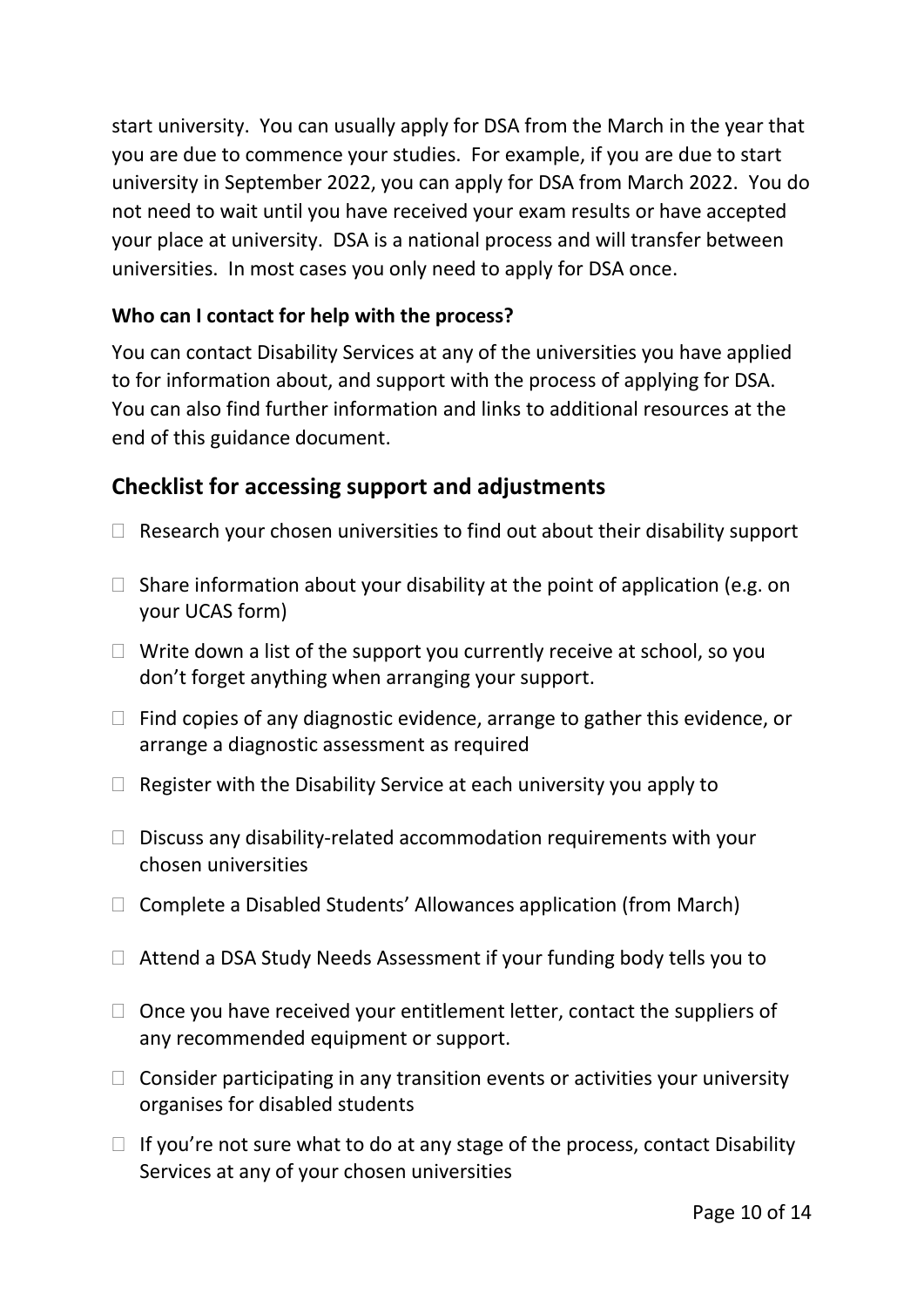start university. You can usually apply for DSA from the March in the year that you are due to commence your studies. For example, if you are due to start university in September 2022, you can apply for DSA from March 2022. You do not need to wait until you have received your exam results or have accepted your place at university. DSA is a national process and will transfer between universities. In most cases you only need to apply for DSA once.

**Who can I contact for help with the process?**

You can contact Disability Services at any of the universities you have applied to for information about, and support with the process of applying for DSA. You can also find further information and links to additional resources at the end of this guidance document.

## Checklist for accessing support and adjustments

- ☐ Research your chosen universities to find out about their disability support
- ☐ Share information about your disability at the point of application (e.g. on your UCAS form)
- ☐ Write down a list of the support you currently receive at school, so you don't forget anything when arranging your support.
- ☐ Find copies of any diagnostic evidence, arrange to gather this evidence, or arrange a diagnostic assessment as required
- ☐ Register with the Disability Service at each university you apply to
- ☐ Discuss any disability-related accommodation requirements with your chosen universities
- ☐ Complete a Disabled Students' Allowances application (from March)
- ☐ Attend a DSA Study Needs Assessment if your funding body tells you to
- ☐ Once you have received your entitlement letter, contact the suppliers of any recommended equipment or support.
- ☐ Consider participating in any transition events or activities your university organises for disabled students
- ☐ If you're not sure what to do at any stage of the process, contact Disability Services at any of your chosen universities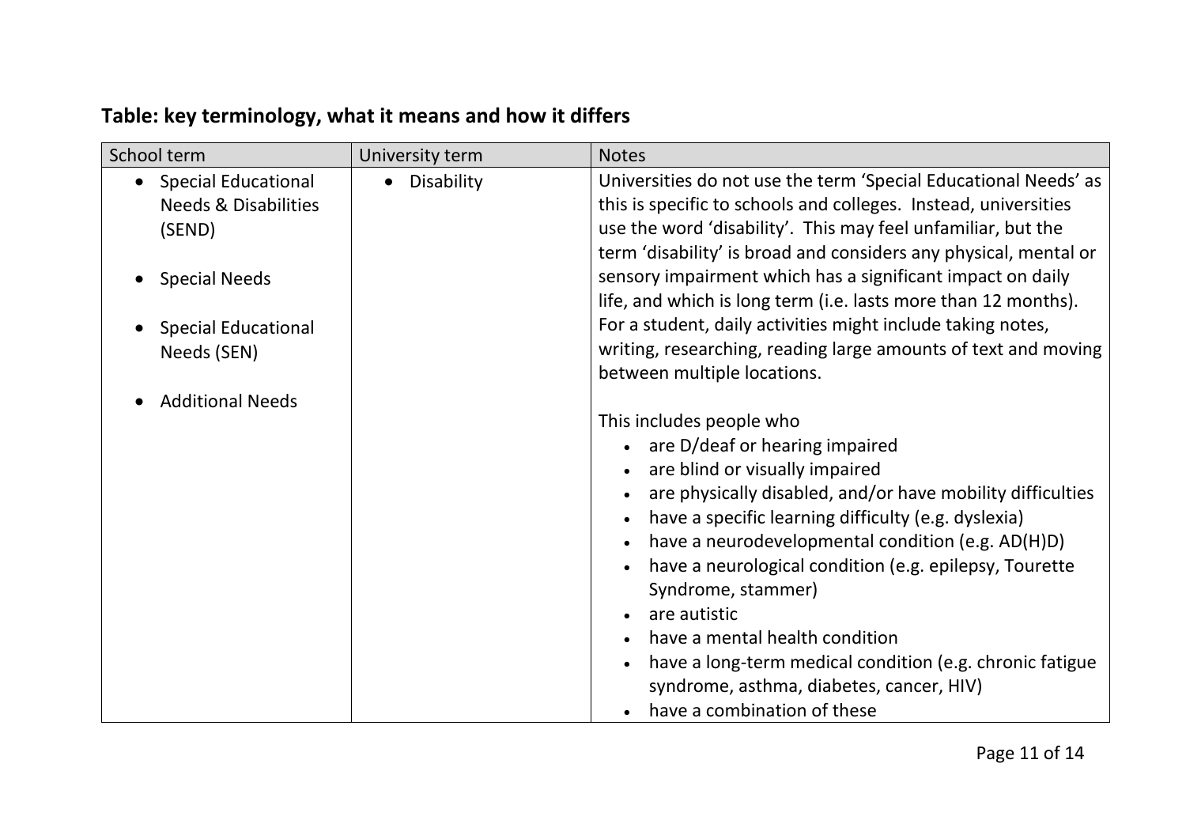**Table: key terminology, what it means and how it differs**

| School term | University term | Notes |
| --- | --- | --- |
| <ul><li>Special Educational Needs & Disabilities (SEND)</li><li>Special Needs</li><li>Special Educational Needs (SEN)</li><li>Additional Needs</li></ul> | <ul><li>Disability</li></ul> | Universities do not use the term 'Special Educational Needs' as this is specific to schools and colleges. Instead, universities use the word 'disability'. This may feel unfamiliar, but the term 'disability' is broad and considers any physical, mental or sensory impairment which has a significant impact on daily life, and which is long term (i.e. lasts more than 12 months). For a student, daily activities might include taking notes, writing, researching, reading large amounts of text and moving between multiple locations.<br><br>This includes people who<ul><li>are D/deaf or hearing impaired</li><li>are blind or visually impaired</li><li>are physically disabled, and/or have mobility difficulties</li><li>have a specific learning difficulty (e.g. dyslexia)</li><li>have a neurodevelopmental condition (e.g. AD(H)D)</li><li>have a neurological condition (e.g. epilepsy, Tourette Syndrome, stammer)</li><li>are autistic</li><li>have a mental health condition</li><li>have a long-term medical condition (e.g. chronic fatigue syndrome, asthma, diabetes, cancer, HIV)</li><li>have a combination of these</li></ul> |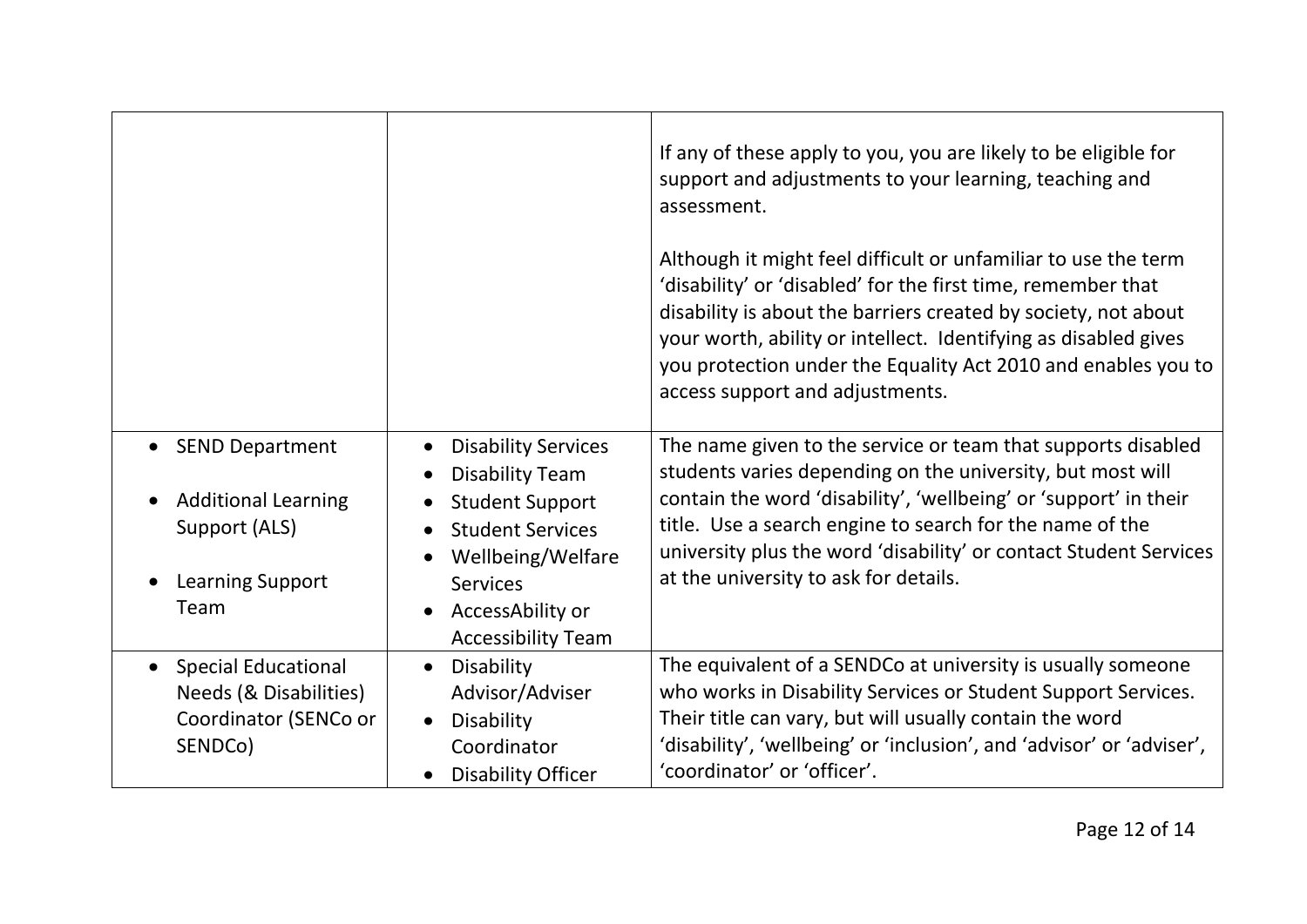| | | |
|---|---|---|
| | | If any of these apply to you, you are likely to be eligible for support and adjustments to your learning, teaching and assessment.<br><br>Although it might feel difficult or unfamiliar to use the term ‘disability’ or ‘disabled’ for the first time, remember that disability is about the barriers created by society, not about your worth, ability or intellect. Identifying as disabled gives you protection under the Equality Act 2010 and enables you to access support and adjustments. |
| • SEND Department<br>• Additional Learning Support (ALS)<br>• Learning Support Team | • Disability Services<br>• Disability Team<br>• Student Support<br>• Student Services<br>• Wellbeing/Welfare Services<br>• AccessAbility or Accessibility Team | The name given to the service or team that supports disabled students varies depending on the university, but most will contain the word ‘disability’, ‘wellbeing’ or ‘support’ in their title. Use a search engine to search for the name of the university plus the word ‘disability’ or contact Student Services at the university to ask for details. |
| • Special Educational Needs (& Disabilities) Coordinator (SENCo or SENDCo) | • Disability Advisor/Adviser<br>• Disability Coordinator<br>• Disability Officer | The equivalent of a SENDCo at university is usually someone who works in Disability Services or Student Support Services. Their title can vary, but will usually contain the word ‘disability’, ‘wellbeing’ or ‘inclusion’, and ‘advisor’ or ‘adviser’, ‘coordinator’ or ‘officer’. |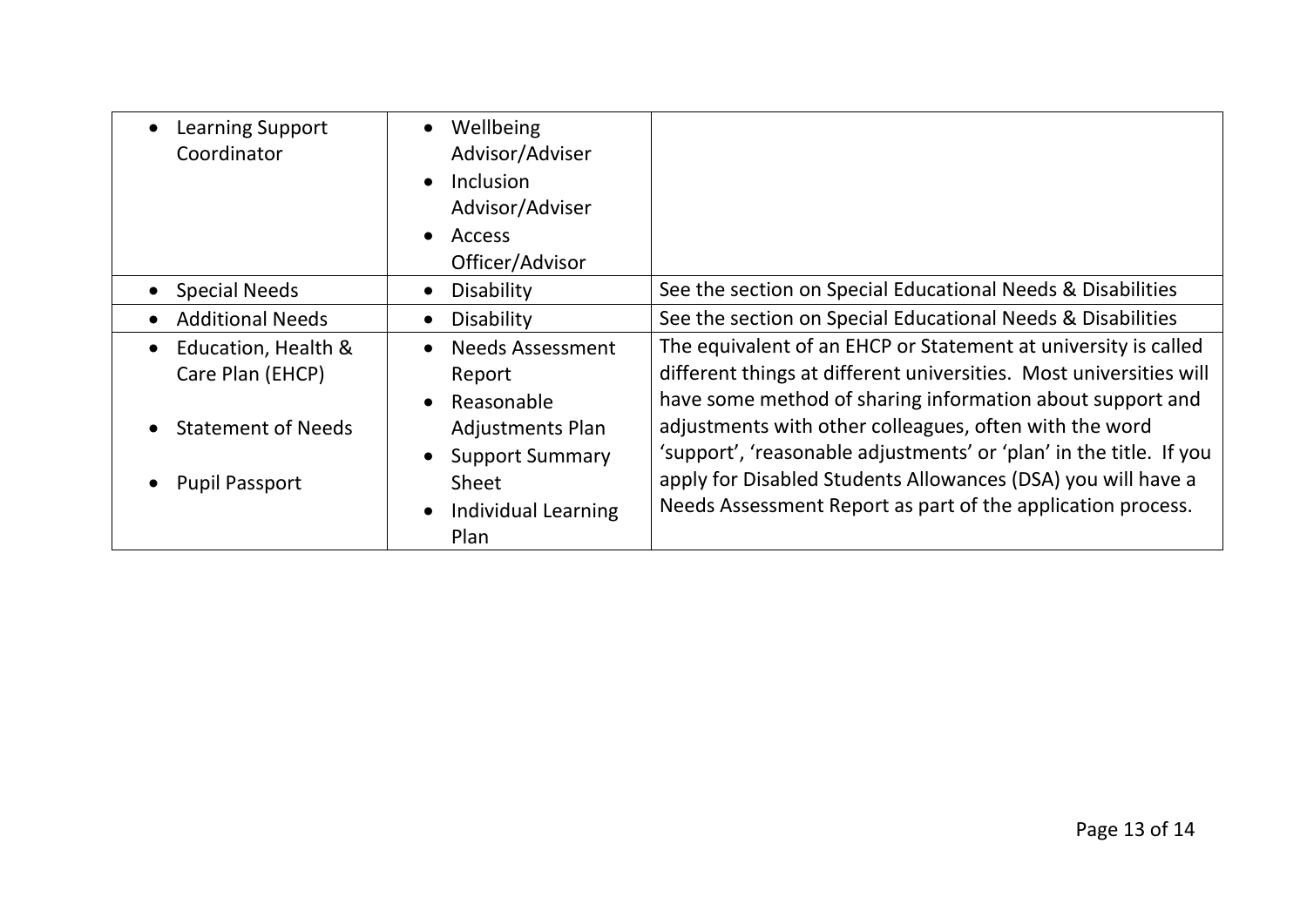| | | |
|---|---|---|
| • Learning Support Coordinator | • Wellbeing Advisor/Adviser<br>• Inclusion Advisor/Adviser<br>• Access Officer/Advisor | |
| • Special Needs | • Disability | See the section on Special Educational Needs & Disabilities |
| • Additional Needs | • Disability | See the section on Special Educational Needs & Disabilities |
| • Education, Health & Care Plan (EHCP)<br>• Statement of Needs<br>• Pupil Passport | • Needs Assessment Report<br>• Reasonable Adjustments Plan<br>• Support Summary Sheet<br>• Individual Learning Plan | The equivalent of an EHCP or Statement at university is called different things at different universities. Most universities will have some method of sharing information about support and adjustments with other colleagues, often with the word 'support', 'reasonable adjustments' or 'plan' in the title. If you apply for Disabled Students Allowances (DSA) you will have a Needs Assessment Report as part of the application process. |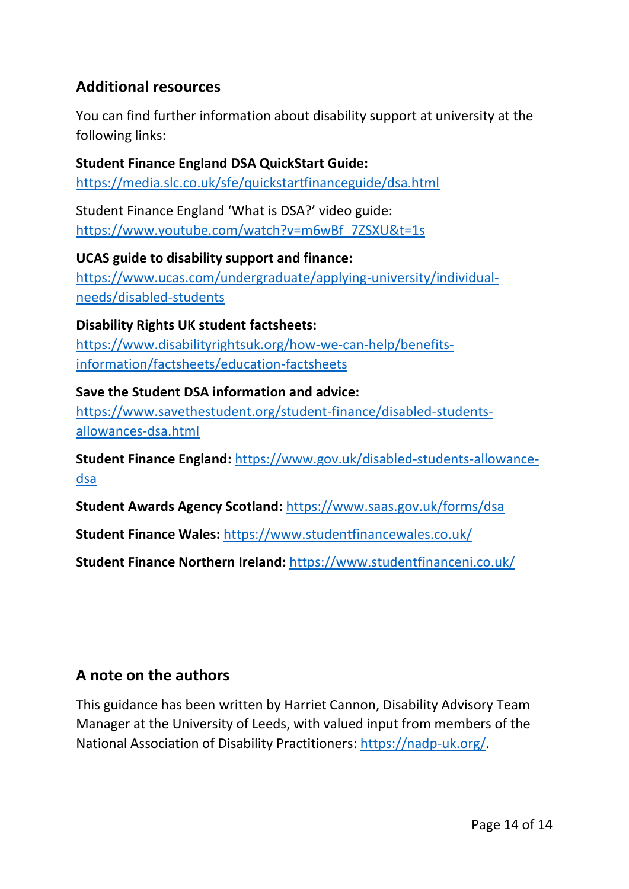## Additional resources

You can find further information about disability support at university at the following links:

**Student Finance England DSA QuickStart Guide:**
https://media.slc.co.uk/sfe/quickstartfinanceguide/dsa.html

Student Finance England 'What is DSA?' video guide:
https://www.youtube.com/watch?v=m6wBf_7ZSXU&t=1s

**UCAS guide to disability support and finance:**
https://www.ucas.com/undergraduate/applying-university/individual-needs/disabled-students

**Disability Rights UK student factsheets:**
https://www.disabilityrightsuk.org/how-we-can-help/benefits-information/factsheets/education-factsheets

**Save the Student DSA information and advice:**
https://www.savethestudent.org/student-finance/disabled-students-allowances-dsa.html

**Student Finance England:** https://www.gov.uk/disabled-students-allowance-dsa

**Student Awards Agency Scotland:** https://www.saas.gov.uk/forms/dsa

**Student Finance Wales:** https://www.studentfinancewales.co.uk/

**Student Finance Northern Ireland:** https://www.studentfinanceni.co.uk/

## A note on the authors

This guidance has been written by Harriet Cannon, Disability Advisory Team Manager at the University of Leeds, with valued input from members of the National Association of Disability Practitioners: https://nadp-uk.org/.